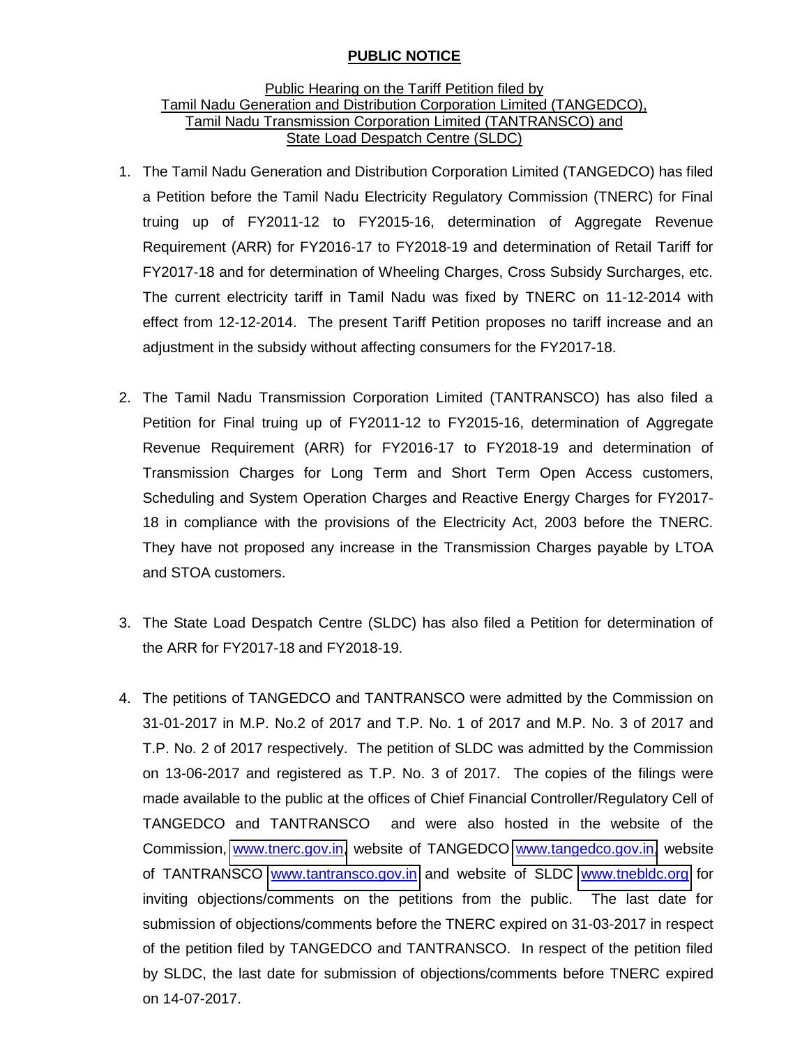# **PUBLIC NOTICE**

Public Hearing on the Tariff Petition filed by
Tamil Nadu Generation and Distribution Corporation Limited (TANGEDCO),
Tamil Nadu Transmission Corporation Limited (TANTRANSCO) and
State Load Despatch Centre (SLDC)

1. The Tamil Nadu Generation and Distribution Corporation Limited (TANGEDCO) has filed a Petition before the Tamil Nadu Electricity Regulatory Commission (TNERC) for Final truing up of FY2011-12 to FY2015-16, determination of Aggregate Revenue Requirement (ARR) for FY2016-17 to FY2018-19 and determination of Retail Tariff for FY2017-18 and for determination of Wheeling Charges, Cross Subsidy Surcharges, etc. The current electricity tariff in Tamil Nadu was fixed by TNERC on 11-12-2014 with effect from 12-12-2014. The present Tariff Petition proposes no tariff increase and an adjustment in the subsidy without affecting consumers for the FY2017-18.

2. The Tamil Nadu Transmission Corporation Limited (TANTRANSCO) has also filed a Petition for Final truing up of FY2011-12 to FY2015-16, determination of Aggregate Revenue Requirement (ARR) for FY2016-17 to FY2018-19 and determination of Transmission Charges for Long Term and Short Term Open Access customers, Scheduling and System Operation Charges and Reactive Energy Charges for FY2017-18 in compliance with the provisions of the Electricity Act, 2003 before the TNERC. They have not proposed any increase in the Transmission Charges payable by LTOA and STOA customers.

3. The State Load Despatch Centre (SLDC) has also filed a Petition for determination of the ARR for FY2017-18 and FY2018-19.

4. The petitions of TANGEDCO and TANTRANSCO were admitted by the Commission on 31-01-2017 in M.P. No.2 of 2017 and T.P. No. 1 of 2017 and M.P. No. 3 of 2017 and T.P. No. 2 of 2017 respectively. The petition of SLDC was admitted by the Commission on 13-06-2017 and registered as T.P. No. 3 of 2017. The copies of the filings were made available to the public at the offices of Chief Financial Controller/Regulatory Cell of TANGEDCO and TANTRANSCO and were also hosted in the website of the Commission, www.tnerc.gov.in, website of TANGEDCO www.tangedco.gov.in, website of TANTRANSCO www.tantransco.gov.in and website of SLDC www.tnebldc.org for inviting objections/comments on the petitions from the public. The last date for submission of objections/comments before the TNERC expired on 31-03-2017 in respect of the petition filed by TANGEDCO and TANTRANSCO. In respect of the petition filed by SLDC, the last date for submission of objections/comments before TNERC expired on 14-07-2017.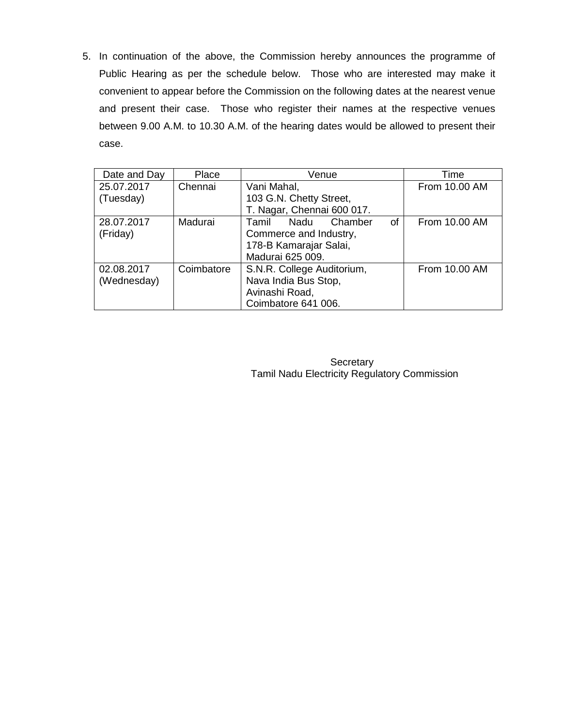5. In continuation of the above, the Commission hereby announces the programme of Public Hearing as per the schedule below. Those who are interested may make it convenient to appear before the Commission on the following dates at the nearest venue and present their case. Those who register their names at the respective venues between 9.00 A.M. to 10.30 A.M. of the hearing dates would be allowed to present their case.

| Date and Day | Place | Venue | Time |
|---|---|---|---|
| 25.07.2017 (Tuesday) | Chennai | Vani Mahal, 103 G.N. Chetty Street, T. Nagar, Chennai 600 017. | From 10.00 AM |
| 28.07.2017 (Friday) | Madurai | Tamil Nadu Chamber of Commerce and Industry, 178-B Kamarajar Salai, Madurai 625 009. | From 10.00 AM |
| 02.08.2017 (Wednesday) | Coimbatore | S.N.R. College Auditorium, Nava India Bus Stop, Avinashi Road, Coimbatore 641 006. | From 10.00 AM |

Secretary
Tamil Nadu Electricity Regulatory Commission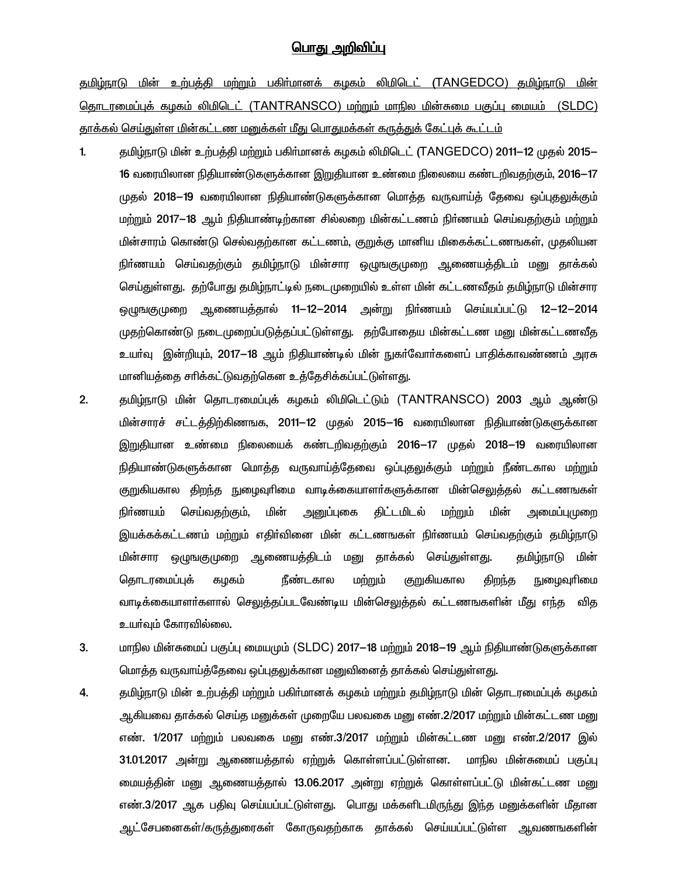# <u>பொது அறிவிப்பு</u>

<u>தமிழ்நாடு மின் உற்பத்தி மற்றும் பகிர்மானக் கழகம் லிமிடெட் (TANGEDCO) தமிழ்நாடு மின் தொடரமைப்புக் கழகம் லிமிடெட் (TANTRANSCO) மற்றும் மாநில மின்சுமை பகுப்பு மையம் (SLDC) தாக்கல் செய்துள்ள மின்கட்டண மனுக்கள் மீது பொதுமக்கள் கருத்துக் கேட்புக் கூட்டம்</u>

1. தமிழ்நாடு மின் உற்பத்தி மற்றும் பகிர்மானக் கழகம் லிமிடெட் (TANGEDCO) 2011–12 முதல் 2015–16 வரையிலான நிதியாண்டுகளுக்கான இறுதியான உண்மை நிலையை கண்டறிவதற்கும், 2016–17 முதல் 2018–19 வரையிலான நிதியாண்டுகளுக்கான மொத்த வருவாய்த் தேவை ஒப்புதலுக்கும் மற்றும் 2017–18 ஆம் நிதியாண்டிற்கான சில்லறை மின்கட்டணம் நிர்ணயம் செய்வதற்கும் மற்றும் மின்சாரம் கொண்டு செல்வதற்கான கட்டணம், குறுக்கு மானிய மிகைக்கட்டணங்கள், முதலியன நிர்ணயம் செய்வதற்கும் தமிழ்நாடு மின்சார ஒழுங்குமுறை ஆணையத்திடம் மனு தாக்கல் செய்துள்ளது. தற்போது தமிழ்நாட்டில் நடைமுறையில் உள்ள மின் கட்டணவீதம் தமிழ்நாடு மின்சார ஒழுங்குமுறை ஆணையத்தால் 11–12–2014 அன்று நிர்ணயம் செய்யப்பட்டு 12–12–2014 முதற்கொண்டு நடைமுறைப்படுத்தப்பட்டுள்ளது. தற்போதைய மின்கட்டண மனு மின்கட்டணவீத உயர்வு இன்றியும், 2017–18 ஆம் நிதியாண்டில் மின் நுகர்வோர்களைப் பாதிக்காவண்ணம் அரசு மானியத்தை சரிக்கட்டுவதற்கென உத்தேசிக்கப்பட்டுள்ளது.

2. தமிழ்நாடு மின் தொடரமைப்புக் கழகம் லிமிடெட்டும் (TANTRANSCO) 2003 ஆம் ஆண்டு மின்சாரச் சட்டத்திற்கிணங்க, 2011–12 முதல் 2015–16 வரையிலான நிதியாண்டுகளுக்கான இறுதியான உண்மை நிலையைக் கண்டறிவதற்கும் 2016–17 முதல் 2018–19 வரையிலான நிதியாண்டுகளுக்கான மொத்த வருவாய்த்தேவை ஒப்புதலுக்கும் மற்றும் நீண்டகால மற்றும் குறுகியகால திறந்த நுழைவுரிமை வாடிக்கையாளர்களுக்கான மின்செலுத்தல் கட்டணங்கள் நிர்ணயம் செய்வதற்கும், மின் அனுப்புகை திட்டமிடல் மற்றும் மின் அமைப்புமுறை இயக்கக்கட்டணம் மற்றும் எதிர்வினை மின் கட்டணங்கள் நிர்ணயம் செய்வதற்கும் தமிழ்நாடு மின்சார ஒழுங்குமுறை ஆணையத்திடம் மனு தாக்கல் செய்துள்ளது. தமிழ்நாடு மின் தொடரமைப்புக் கழகம் நீண்டகால மற்றும் குறுகியகால திறந்த நுழைவுரிமை வாடிக்கையாளர்களால் செலுத்தப்படவேண்டிய மின்செலுத்தல் கட்டணங்களின் மீது எந்த வித உயர்வும் கோரவில்லை.

3. மாநில மின்சுமைப் பகுப்பு மையமும் (SLDC) 2017–18 மற்றும் 2018–19 ஆம் நிதியாண்டுகளுக்கான மொத்த வருவாய்த்தேவை ஒப்புதலுக்கான மனுவினைத் தாக்கல் செய்துள்ளது.

4. தமிழ்நாடு மின் உற்பத்தி மற்றும் பகிர்மானக் கழகம் மற்றும் தமிழ்நாடு மின் தொடரமைப்புக் கழகம் ஆகியவை தாக்கல் செய்த மனுக்கள் முறையே பலவகை மனு எண்.2/2017 மற்றும் மின்கட்டண மனு எண். 1/2017 மற்றும் பலவகை மனு எண்.3/2017 மற்றும் மின்கட்டண மனு எண்.2/2017 இல் 31.01.2017 அன்று ஆணையத்தால் ஏற்றுக் கொள்ளப்பட்டுள்ளன. மாநில மின்சுமைப் பகுப்பு மையத்தின் மனு ஆணையத்தால் 13.06.2017 அன்று ஏற்றுக் கொள்ளப்பட்டு மின்கட்டண மனு எண்.3/2017 ஆக பதிவு செய்யப்பட்டுள்ளது. பொது மக்களிடமிருந்து இந்த மனுக்களின் மீதான ஆட்சேபனைகள்/கருத்துரைகள் கோருவதற்காக தாக்கல் செய்யப்பட்டுள்ள ஆவணங்களின்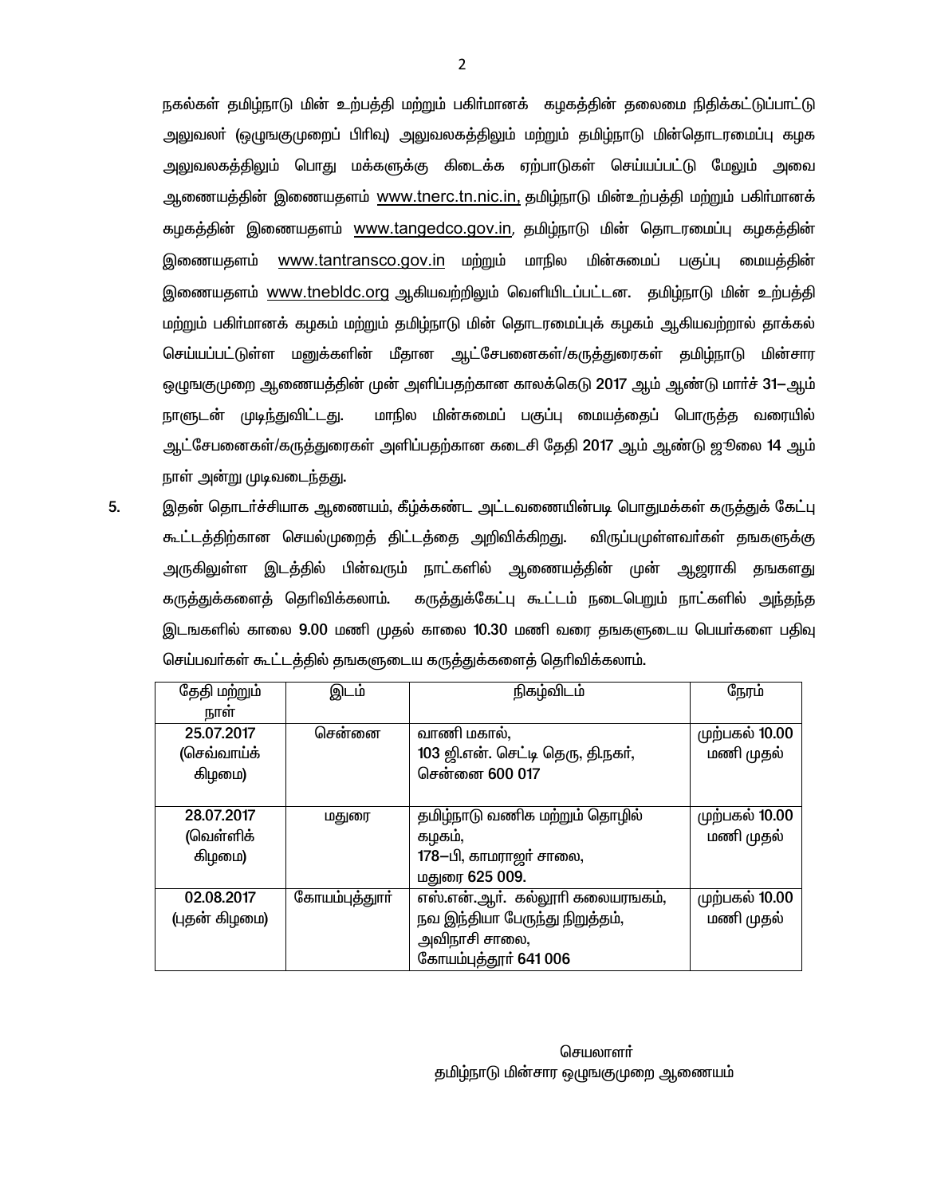நகல்கள் தமிழ்நாடு மின் உற்பத்தி மற்றும் பகிர்மானக் கழகத்தின் தலைமை நிதிக்கட்டுப்பாட்டு அலுவலர் (ஒழுங்குமுறைப் பிரிவு) அலுவலகத்திலும் மற்றும் தமிழ்நாடு மின்தொடரமைப்பு கழக அலுவலகத்திலும் பொது மக்களுக்கு கிடைக்க ஏற்பாடுகள் செய்யப்பட்டு மேலும் அவை ஆணையத்தின் இணையதளம் www.tnerc.tn.nic.in, தமிழ்நாடு மின்உற்பத்தி மற்றும் பகிர்மானக் கழகத்தின் இணையதளம் www.tangedco.gov.in, தமிழ்நாடு மின் தொடரமைப்பு கழகத்தின் இணையதளம் www.tantransco.gov.in மற்றும் மாநில மின்சுமைப் பகுப்பு மையத்தின் இணையதளம் www.tnebldc.org ஆகியவற்றிலும் வெளியிடப்பட்டன. தமிழ்நாடு மின் உற்பத்தி மற்றும் பகிர்மானக் கழகம் மற்றும் தமிழ்நாடு மின் தொடரமைப்புக் கழகம் ஆகியவற்றால் தாக்கல் செய்யப்பட்டுள்ள மனுக்களின் மீதான ஆட்சேபனைகள்/கருத்துரைகள் தமிழ்நாடு மின்சார ஒழுங்குமுறை ஆணையத்தின் முன் அளிப்பதற்கான காலக்கெடு 2017 ஆம் ஆண்டு மார்ச் 31–ஆம் நாளுடன் முடிந்துவிட்டது. மாநில மின்சுமைப் பகுப்பு மையத்தைப் பொறுத்த வரையில் ஆட்சேபனைகள்/கருத்துரைகள் அளிப்பதற்கான கடைசி தேதி 2017 ஆம் ஆண்டு ஜூலை 14 ஆம் நாள் அன்று முடிவடைந்தது.

5. இதன் தொடர்ச்சியாக ஆணையம், கீழ்க்கண்ட அட்டவணையின்படி பொதுமக்கள் கருத்துக் கேட்பு கூட்டத்திற்கான செயல்முறைத் திட்டத்தை அறிவிக்கிறது. விருப்பமுள்ளவர்கள் தங்களுக்கு அருகிலுள்ள இடத்தில் பின்வரும் நாட்களில் ஆணையத்தின் முன் ஆஜராகி தங்களது கருத்துக்களைத் தெரிவிக்கலாம். கருத்துக்கேட்பு கூட்டம் நடைபெறும் நாட்களில் அந்தந்த இடங்களில் காலை 9.00 மணி முதல் காலை 10.30 மணி வரை தங்களுடைய பெயர்களை பதிவு செய்பவர்கள் கூட்டத்தில் தங்களுடைய கருத்துக்களைத் தெரிவிக்கலாம்.

| தேதி மற்றும் நாள் | இடம் | நிகழ்விடம் | நேரம் |
|---|---|---|---|
| **25.07.2017 (செவ்வாய்க் கிழமை)** | சென்னை | வாணி மகால், **103** ஜி.என். செட்டி தெரு, தி.நகர், சென்னை **600 017** | முற்பகல் **10.00** மணி முதல் |
| **28.07.2017 (வெள்ளிக் கிழமை)** | மதுரை | தமிழ்நாடு வணிக மற்றும் தொழில் கழகம், **178–**பி, காமராஜர் சாலை, மதுரை **625 009.** | முற்பகல் **10.00** மணி முதல் |
| **02.08.2017 (புதன் கிழமை)** | கோயம்புத்தூர் | எஸ்.என்.ஆர். கல்லூரி கலையரங்கம், நவ இந்தியா பேருந்து நிறுத்தம், அவிநாசி சாலை, கோயம்புத்தூர் **641 006** | முற்பகல் **10.00** மணி முதல் |

செயலாளர்
தமிழ்நாடு மின்சார ஒழுங்குமுறை ஆணையம்